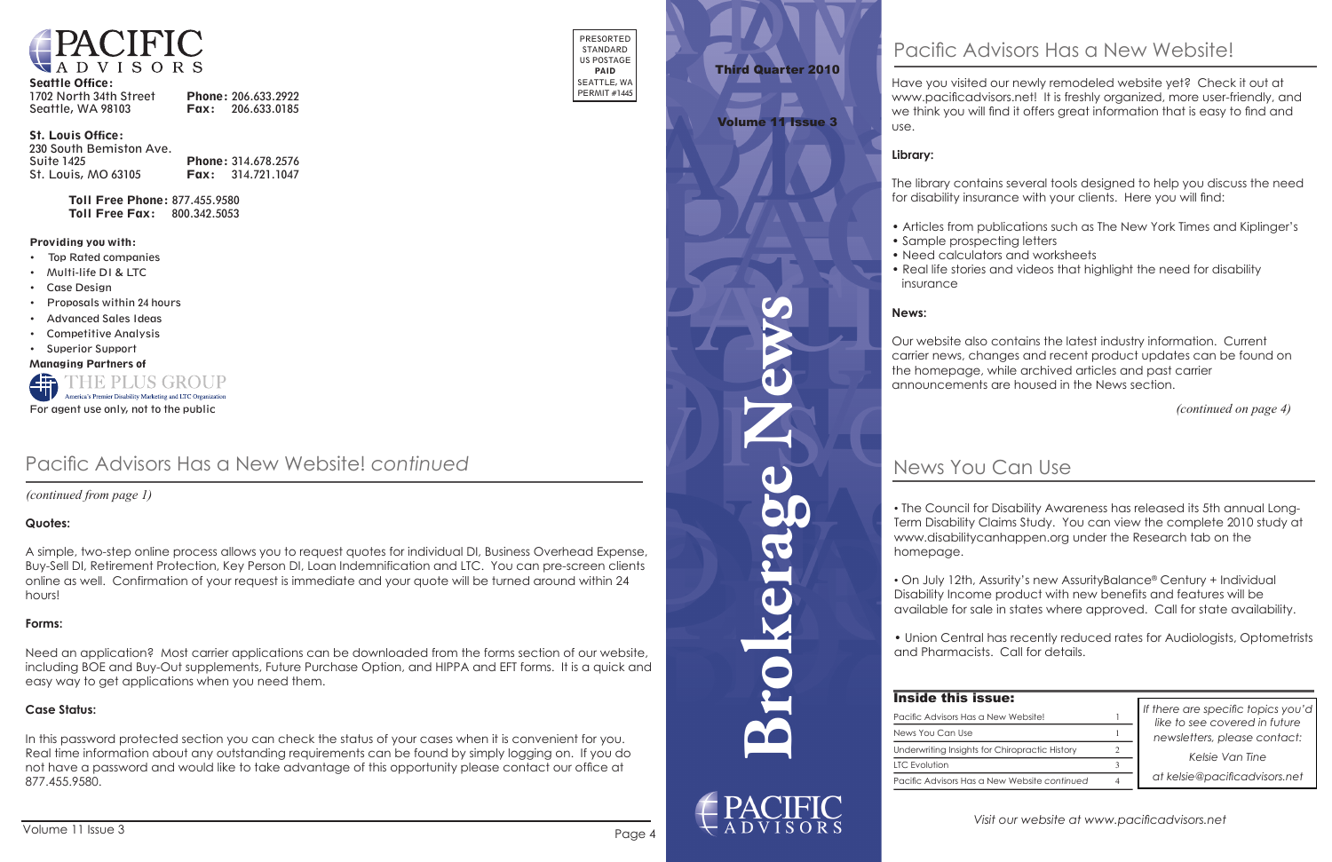# PACIFIC ADVISORS

**Seattle Office:**
1702 North 34th Street
Seattle, WA 98103
**Phone:** 206.633.2922
**Fax:** 206.633.0185

**St. Louis Office:**
230 South Bemiston Ave.
Suite 1425
St. Louis, MO 63105
**Phone:** 314.678.2576
**Fax:** 314.721.1047

**Toll Free Phone:** 877.455.9580
**Toll Free Fax:** 800.342.5053

**Providing you with:**

- Top Rated companies
- Multi-life DI & LTC
- Case Design
- Proposals within 24 hours
- Advanced Sales Ideas
- Competitive Analysis
- Superior Support

**Managing Partners of**
THE PLUS GROUP
America's Premier Disability Marketing and LTC Organization

For agent use only, not to the public

PRESORTED STANDARD US POSTAGE **PAID** SEATTLE, WA PERMIT #1445

## Pacific Advisors Has a New Website! *continued*

*(continued from page 1)*

**Quotes:**

A simple, two-step online process allows you to request quotes for individual DI, Business Overhead Expense, Buy-Sell DI, Retirement Protection, Key Person DI, Loan Indemnification and LTC. You can pre-screen clients online as well. Confirmation of your request is immediate and your quote will be turned around within 24 hours!

**Forms:**

Need an application? Most carrier applications can be downloaded from the forms section of our website, including BOE and Buy-Out supplements, Future Purchase Option, and HIPPA and EFT forms. It is a quick and easy way to get applications when you need them.

**Case Status:**

In this password protected section you can check the status of your cases when it is convenient for you. Real time information about any outstanding requirements can be found by simply logging on. If you do not have a password and would like to take advantage of this opportunity please contact our office at 877.455.9580.

**Third Quarter 2010**

**Volume 11 Issue 3**

# Brokerage News

PACIFIC ADVISORS

## Pacific Advisors Has a New Website!

Have you visited our newly remodeled website yet? Check it out at www.pacificadvisors.net! It is freshly organized, more user-friendly, and we think you will find it offers great information that is easy to find and use.

**Library:**

The library contains several tools designed to help you discuss the need for disability insurance with your clients. Here you will find:

- Articles from publications such as The New York Times and Kiplinger's
- Sample prospecting letters
- Need calculators and worksheets
- Real life stories and videos that highlight the need for disability insurance

**News:**

Our website also contains the latest industry information. Current carrier news, changes and recent product updates can be found on the homepage, while archived articles and past carrier announcements are housed in the News section.

*(continued on page 4)*

## News You Can Use

- The Council for Disability Awareness has released its 5th annual Long-Term Disability Claims Study. You can view the complete 2010 study at www.disabilitycanhappen.org under the Research tab on the homepage.

- On July 12th, Assurity's new AssurityBalance® Century + Individual Disability Income product with new benefits and features will be available for sale in states where approved. Call for state availability.

- Union Central has recently reduced rates for Audiologists, Optometrists and Pharmacists. Call for details.

**Inside this issue:**

| Article | Page |
|---|---|
| Pacific Advisors Has a New Website! | 1 |
| News You Can Use | 1 |
| Underwriting Insights for Chiropractic History | 2 |
| LTC Evolution | 3 |
| Pacific Advisors Has a New Website *continued* | 4 |

*If there are specific topics you'd like to see covered in future newsletters, please contact:*

*Kelsie Van Tine*

*at kelsie@pacificadvisors.net*

*Visit our website at www.pacificadvisors.net*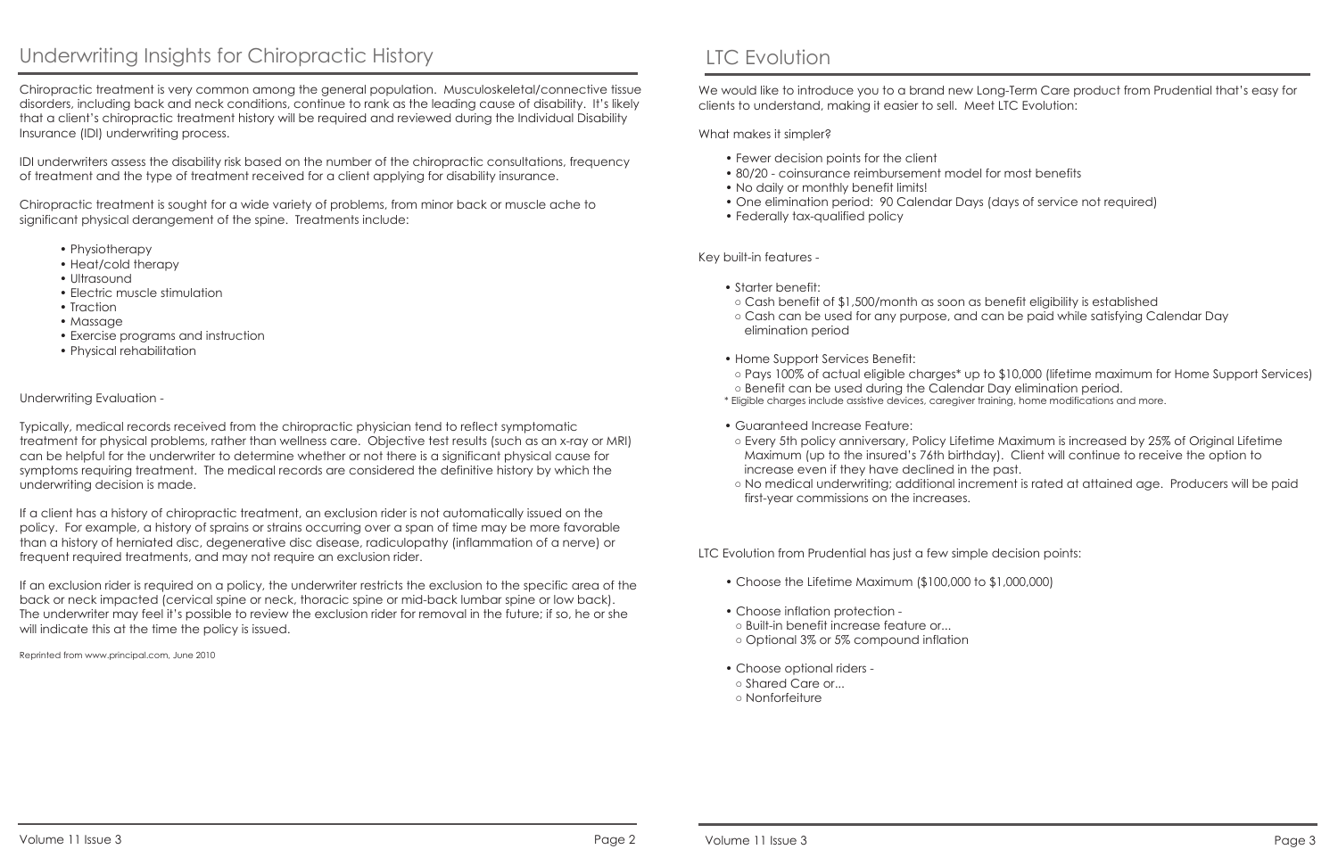# Underwriting Insights for Chiropractic History

Chiropractic treatment is very common among the general population. Musculoskeletal/connective tissue disorders, including back and neck conditions, continue to rank as the leading cause of disability. It's likely that a client's chiropractic treatment history will be required and reviewed during the Individual Disability Insurance (IDI) underwriting process.

IDI underwriters assess the disability risk based on the number of the chiropractic consultations, frequency of treatment and the type of treatment received for a client applying for disability insurance.

Chiropractic treatment is sought for a wide variety of problems, from minor back or muscle ache to significant physical derangement of the spine. Treatments include:

- Physiotherapy
- Heat/cold therapy
- Ultrasound
- Electric muscle stimulation
- Traction
- Massage
- Exercise programs and instruction
- Physical rehabilitation

Underwriting Evaluation -

Typically, medical records received from the chiropractic physician tend to reflect symptomatic treatment for physical problems, rather than wellness care. Objective test results (such as an x-ray or MRI) can be helpful for the underwriter to determine whether or not there is a significant physical cause for symptoms requiring treatment. The medical records are considered the definitive history by which the underwriting decision is made.

If a client has a history of chiropractic treatment, an exclusion rider is not automatically issued on the policy. For example, a history of sprains or strains occurring over a span of time may be more favorable than a history of herniated disc, degenerative disc disease, radiculopathy (inflammation of a nerve) or frequent required treatments, and may not require an exclusion rider.

If an exclusion rider is required on a policy, the underwriter restricts the exclusion to the specific area of the back or neck impacted (cervical spine or neck, thoracic spine or mid-back lumbar spine or low back). The underwriter may feel it's possible to review the exclusion rider for removal in the future; if so, he or she will indicate this at the time the policy is issued.

Reprinted from www.principal.com, June 2010

# LTC Evolution

We would like to introduce you to a brand new Long-Term Care product from Prudential that's easy for clients to understand, making it easier to sell. Meet LTC Evolution:

What makes it simpler?

- Fewer decision points for the client
- 80/20 - coinsurance reimbursement model for most benefits
- No daily or monthly benefit limits!
- One elimination period: 90 Calendar Days (days of service not required)
- Federally tax-qualified policy

Key built-in features -

- Starter benefit:
  - Cash benefit of $1,500/month as soon as benefit eligibility is established
  - Cash can be used for any purpose, and can be paid while satisfying Calendar Day elimination period

- Home Support Services Benefit:
  - Pays 100% of actual eligible charges* up to $10,000 (lifetime maximum for Home Support Services)
  - Benefit can be used during the Calendar Day elimination period.

\* Eligible charges include assistive devices, caregiver training, home modifications and more.

- Guaranteed Increase Feature:
  - Every 5th policy anniversary, Policy Lifetime Maximum is increased by 25% of Original Lifetime Maximum (up to the insured's 76th birthday). Client will continue to receive the option to increase even if they have declined in the past.
  - No medical underwriting; additional increment is rated at attained age. Producers will be paid first-year commissions on the increases.

LTC Evolution from Prudential has just a few simple decision points:

- Choose the Lifetime Maximum ($100,000 to $1,000,000)

- Choose inflation protection -
  - Built-in benefit increase feature or...
  - Optional 3% or 5% compound inflation

- Choose optional riders -
  - Shared Care or...
  - Nonforfeiture